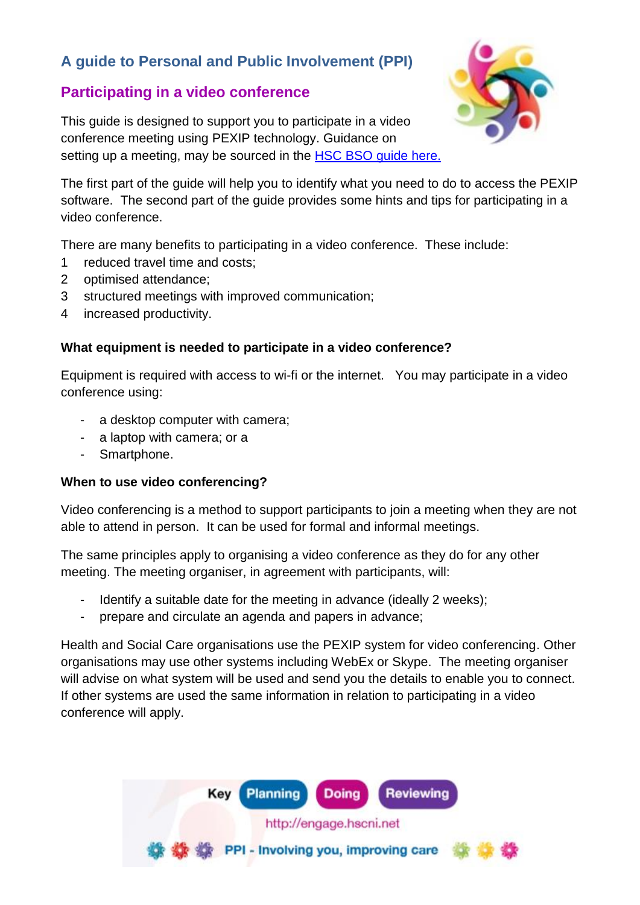# A guide to Personal and Public Involvement (PPI)

## Participating in a video conference

This guide is designed to support you to participate in a video conference meeting using PEXIP technology. Guidance on setting up a meeting, may be sourced in the HSC BSO guide here.

The first part of the guide will help you to identify what you need to do to access the PEXIP software. The second part of the guide provides some hints and tips for participating in a video conference.

There are many benefits to participating in a video conference. These include:

1. reduced travel time and costs;
2. optimised attendance;
3. structured meetings with improved communication;
4. increased productivity.

**What equipment is needed to participate in a video conference?**

Equipment is required with access to wi-fi or the internet. You may participate in a video conference using:

- a desktop computer with camera;
- a laptop with camera; or a
- Smartphone.

**When to use video conferencing?**

Video conferencing is a method to support participants to join a meeting when they are not able to attend in person. It can be used for formal and informal meetings.

The same principles apply to organising a video conference as they do for any other meeting. The meeting organiser, in agreement with participants, will:

- Identify a suitable date for the meeting in advance (ideally 2 weeks);
- prepare and circulate an agenda and papers in advance;

Health and Social Care organisations use the PEXIP system for video conferencing. Other organisations may use other systems including WebEx or Skype. The meeting organiser will advise on what system will be used and send you the details to enable you to connect. If other systems are used the same information in relation to participating in a video conference will apply.

Key: Planning | Doing | Reviewing

http://engage.hscni.net

PPI - Involving you, improving care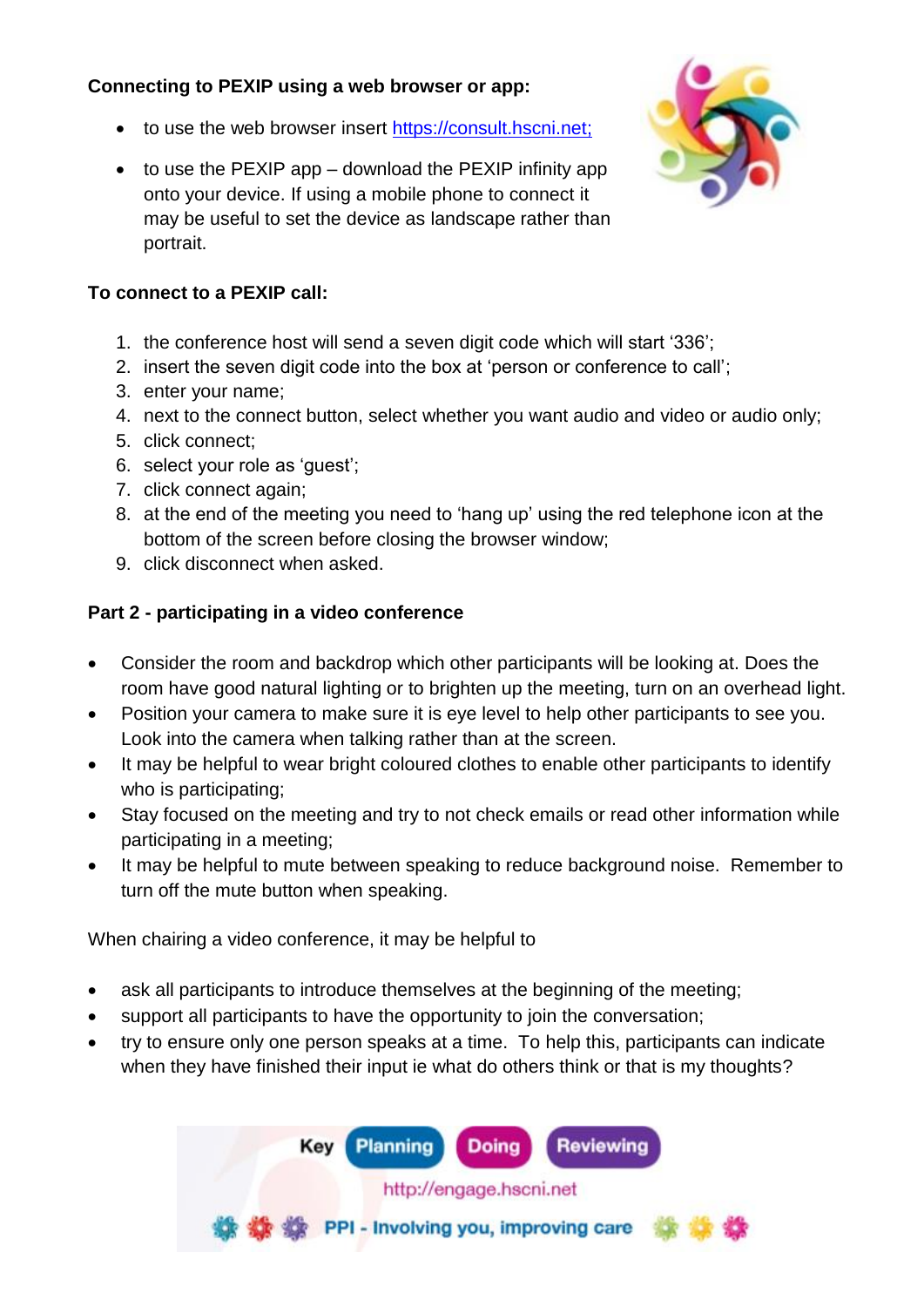**Connecting to PEXIP using a web browser or app:**

- to use the web browser insert https://consult.hscni.net;
- to use the PEXIP app – download the PEXIP infinity app onto your device. If using a mobile phone to connect it may be useful to set the device as landscape rather than portrait.

**To connect to a PEXIP call:**

1. the conference host will send a seven digit code which will start '336';
2. insert the seven digit code into the box at 'person or conference to call';
3. enter your name;
4. next to the connect button, select whether you want audio and video or audio only;
5. click connect;
6. select your role as 'guest';
7. click connect again;
8. at the end of the meeting you need to 'hang up' using the red telephone icon at the bottom of the screen before closing the browser window;
9. click disconnect when asked.

**Part 2 - participating in a video conference**

- Consider the room and backdrop which other participants will be looking at. Does the room have good natural lighting or to brighten up the meeting, turn on an overhead light.
- Position your camera to make sure it is eye level to help other participants to see you. Look into the camera when talking rather than at the screen.
- It may be helpful to wear bright coloured clothes to enable other participants to identify who is participating;
- Stay focused on the meeting and try to not check emails or read other information while participating in a meeting;
- It may be helpful to mute between speaking to reduce background noise. Remember to turn off the mute button when speaking.

When chairing a video conference, it may be helpful to

- ask all participants to introduce themselves at the beginning of the meeting;
- support all participants to have the opportunity to join the conversation;
- try to ensure only one person speaks at a time. To help this, participants can indicate when they have finished their input ie what do others think or that is my thoughts?

Key Planning Doing Reviewing

http://engage.hscni.net

PPI - Involving you, improving care